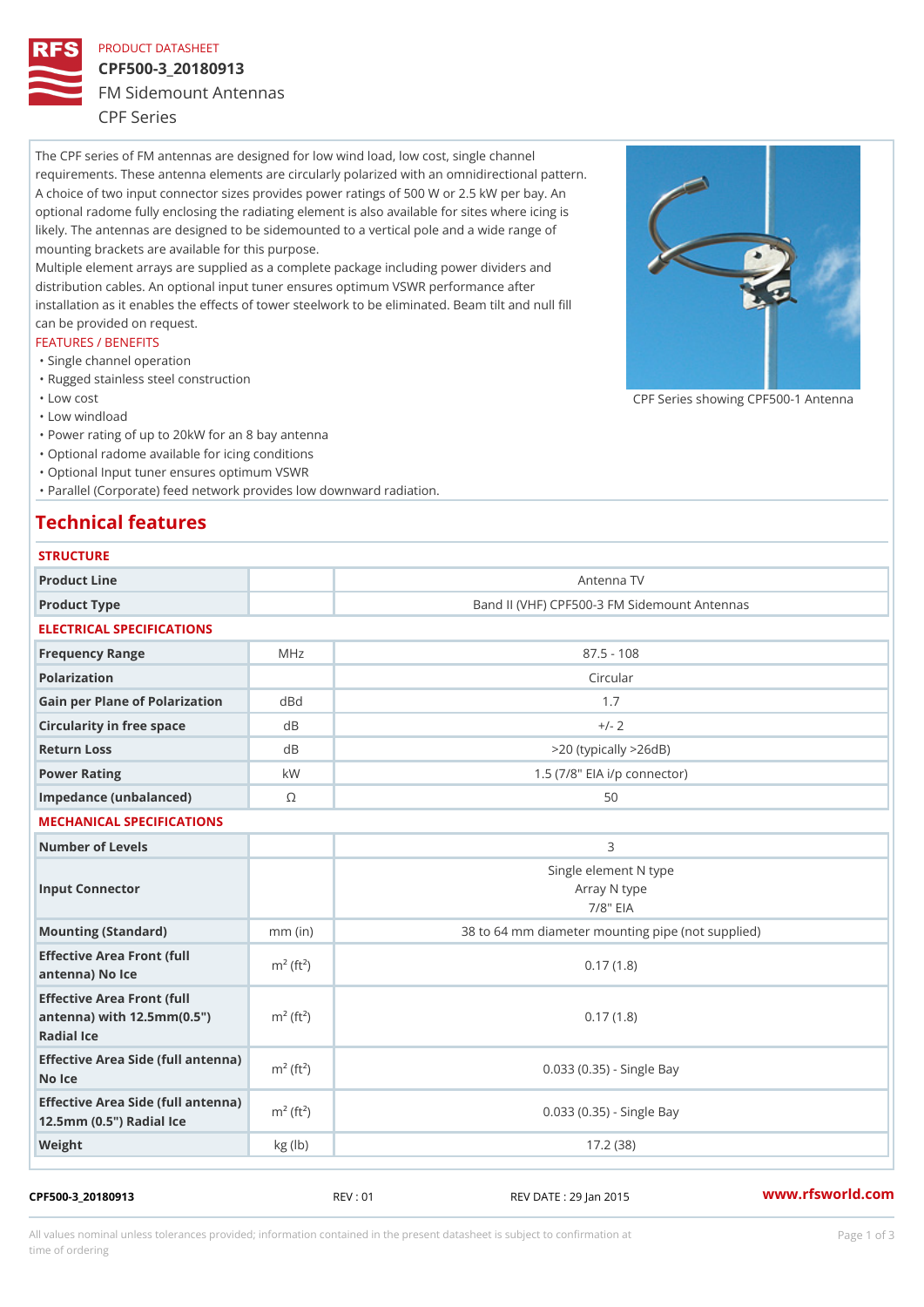PRODUCT DATASHEET

# CPF500-3_20180913

## FM Sidemount Antennas

### CPF Series

The CPF series of FM antennas are designed for low wind load, low cost, single channel requirements. These antenna elements are circularly polarized with an omnidirectional pattern. A choice of two input connector sizes provides power ratings of 500 W or 2.5 kW per bay. An optional radome fully enclosing the radiating element is also available for sites where icing is likely. The antennas are designed to be sidemounted to a vertical pole and a wide range of mounting brackets are available for this purpose.

Multiple element arrays are supplied as a complete package including power dividers and distribution cables. An optional input tuner ensures optimum VSWR performance after installation as it enables the effects of tower steelwork to be eliminated. Beam tilt and null fill can be provided on request.

CPF Series showing CPF500-1 Antenna

FEATURES / BENEFITS

- Single channel operation
- Rugged stainless steel construction
- Low cost
- Low windload
- Power rating of up to 20kW for an 8 bay antenna
- Optional radome available for icing conditions
- Optional Input tuner ensures optimum VSWR
- Parallel (Corporate) feed network provides low downward radiation.

## Technical features

STRUCTURE

| | | |
|---|---|---|
| Product Line | | Antenna TV |
| Product Type | | Band II (VHF) CPF500-3 FM Sidemount Antennas |

ELECTRICAL SPECIFICATIONS

| | | |
|---|---|---|
| Frequency Range | MHz | 87.5 - 108 |
| Polarization | | Circular |
| Gain per Plane of Polarization | dBd | 1.7 |
| Circularity in free space | dB | +/- 2 |
| Return Loss | dB | >20 (typically >26dB) |
| Power Rating | kW | 1.5 (7/8" EIA i/p connector) |
| Impedance (unbalanced) | Ω | 50 |

MECHANICAL SPECIFICATIONS

| | | |
|---|---|---|
| Number of Levels | | 3 |
| Input Connector | | Single element N type<br>Array N type<br>7/8" EIA |
| Mounting (Standard) | mm (in) | 38 to 64 mm diameter mounting pipe (not supplied) |
| Effective Area Front (full antenna) No Ice | $m^2$ ($ft^2$) | 0.17 (1.8) |
| Effective Area Front (full antenna) with 12.5mm(0.5") Radial Ice | $m^2$ ($ft^2$) | 0.17 (1.8) |
| Effective Area Side (full antenna) No Ice | $m^2$ ($ft^2$) | 0.033 (0.35) - Single Bay |
| Effective Area Side (full antenna) 12.5mm (0.5") Radial Ice | $m^2$ ($ft^2$) | 0.033 (0.35) - Single Bay |
| Weight | kg (lb) | 17.2 (38) |

CPF500-3_20180913 REV : 01 REV DATE : 29 Jan 2015 www.rfsworld.com

All values nominal unless tolerances provided; information contained in the present datasheet is subject to confirmation at time of ordering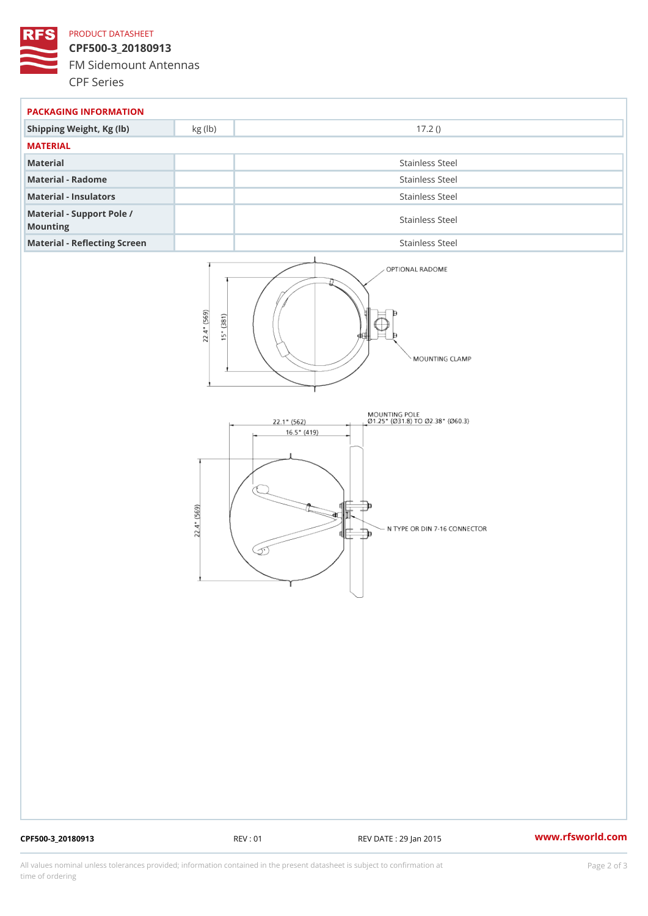## PACKAGING INFORMATION

| | | |
|---|---|---|
| Shipping Weight, Kg (lb) | kg (lb) | 17.2 () |

## MATERIAL

| | | |
|---|---|---|
| Material | | Stainless Steel |
| Material - Radome | | Stainless Steel |
| Material - Insulators | | Stainless Steel |
| Material - Support Pole / Mounting | | Stainless Steel |
| Material - Reflecting Screen | | Stainless Steel |

OPTIONAL RADOME

MOUNTING CLAMP

22.4" (569)

15" (381)

MOUNTING POLE
Ø1.25" (Ø31.8) TO Ø2.38" (Ø60.3)

22.1" (562)

16.5" (419)

22.4" (569)

N TYPE OR DIN 7-16 CONNECTOR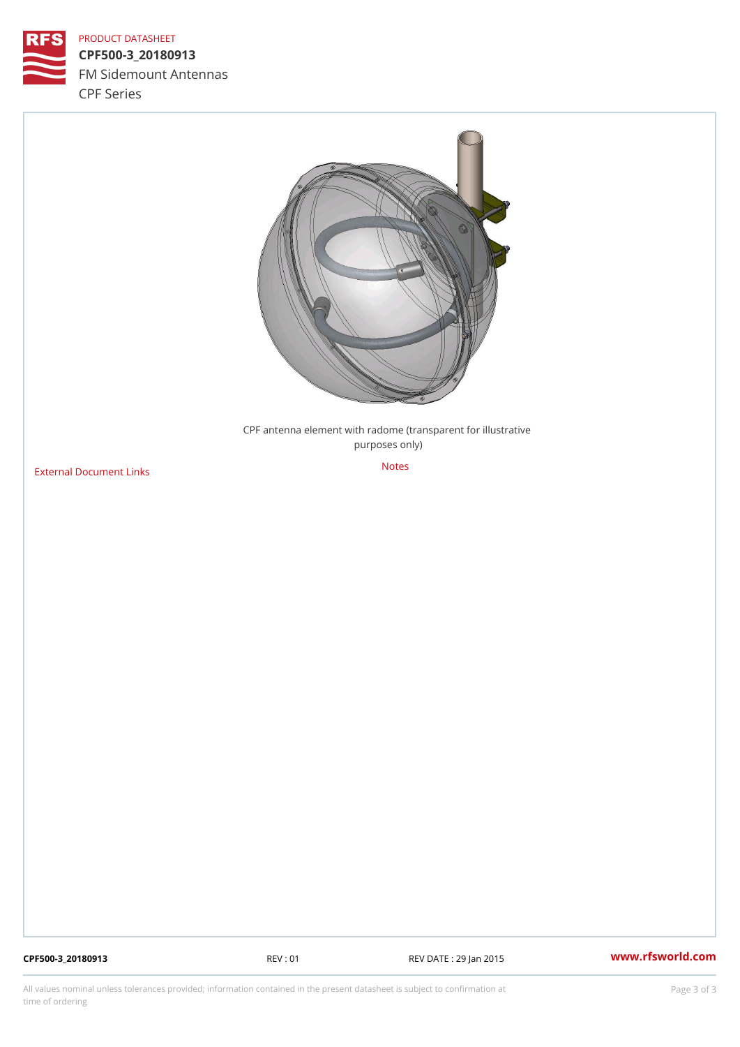PRODUCT DATASHEET

# CPF500-3_20180913

FM Sidemount Antennas

CPF Series

CPF antenna element with radome (transparent for illustrative purposes only)

External Document Links

Notes

CPF500-3_20180913 REV : 01 REV DATE : 29 Jan 2015 www.rfsworld.com

All values nominal unless tolerances provided; information contained in the present datasheet is subject to confirmation at time of ordering